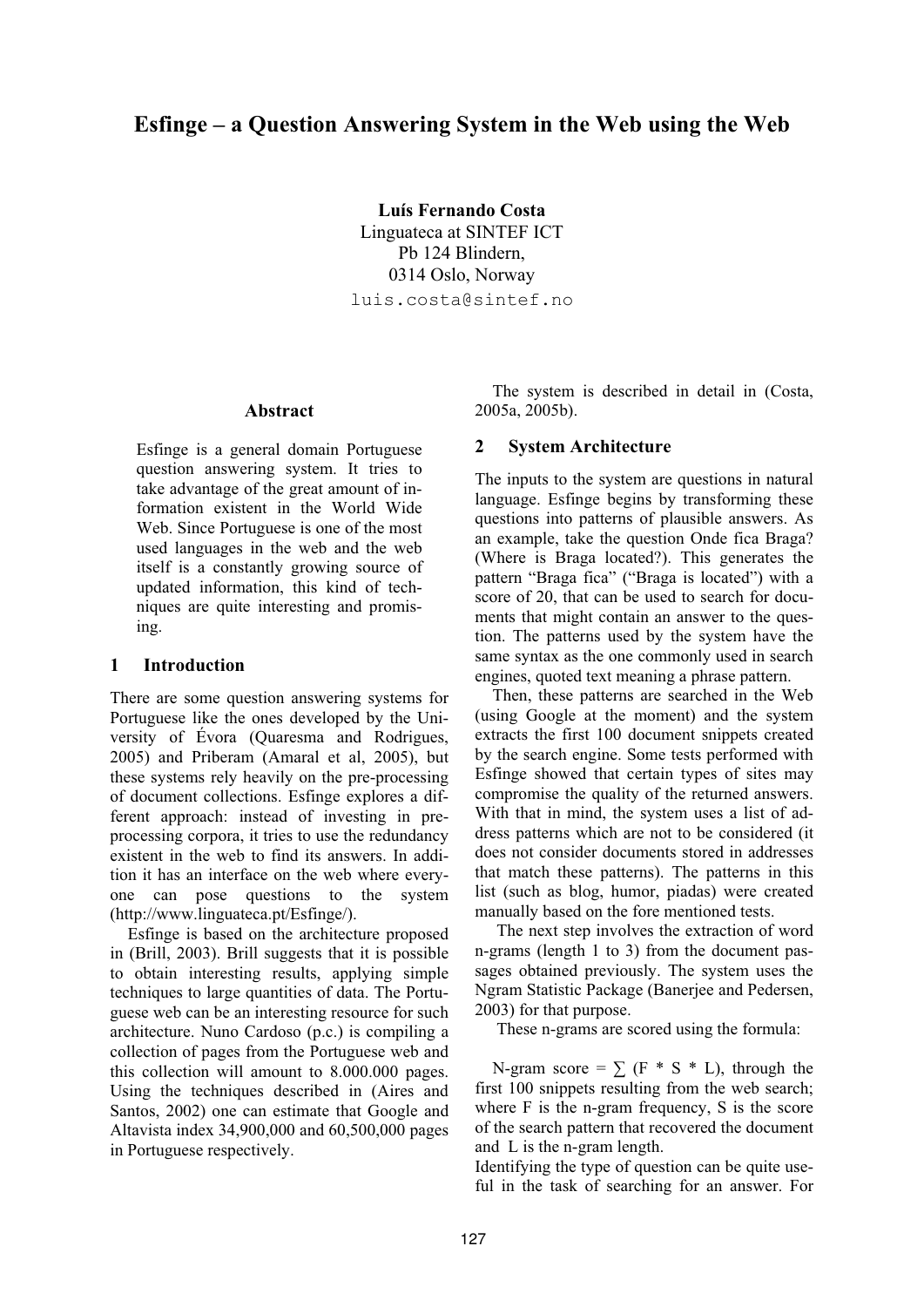# Esfinge – a Question Answering System in the Web using the Web

**Luís Fernando Costa**
Linguateca at SINTEF ICT
Pb 124 Blindern,
0314 Oslo, Norway
luis.costa@sintef.no

## Abstract

Esfinge is a general domain Portuguese question answering system. It tries to take advantage of the great amount of information existent in the World Wide Web. Since Portuguese is one of the most used languages in the web and the web itself is a constantly growing source of updated information, this kind of techniques are quite interesting and promising.

## 1 Introduction

There are some question answering systems for Portuguese like the ones developed by the University of Évora (Quaresma and Rodrigues, 2005) and Priberam (Amaral et al, 2005), but these systems rely heavily on the pre-processing of document collections. Esfinge explores a different approach: instead of investing in pre-processing corpora, it tries to use the redundancy existent in the web to find its answers. In addition it has an interface on the web where everyone can pose questions to the system (http://www.linguateca.pt/Esfinge/).

Esfinge is based on the architecture proposed in (Brill, 2003). Brill suggests that it is possible to obtain interesting results, applying simple techniques to large quantities of data. The Portuguese web can be an interesting resource for such architecture. Nuno Cardoso (p.c.) is compiling a collection of pages from the Portuguese web and this collection will amount to 8.000.000 pages. Using the techniques described in (Aires and Santos, 2002) one can estimate that Google and Altavista index 34,900,000 and 60,500,000 pages in Portuguese respectively.

The system is described in detail in (Costa, 2005a, 2005b).

## 2 System Architecture

The inputs to the system are questions in natural language. Esfinge begins by transforming these questions into patterns of plausible answers. As an example, take the question Onde fica Braga? (Where is Braga located?). This generates the pattern "Braga fica" ("Braga is located") with a score of 20, that can be used to search for documents that might contain an answer to the question. The patterns used by the system have the same syntax as the one commonly used in search engines, quoted text meaning a phrase pattern.

Then, these patterns are searched in the Web (using Google at the moment) and the system extracts the first 100 document snippets created by the search engine. Some tests performed with Esfinge showed that certain types of sites may compromise the quality of the returned answers. With that in mind, the system uses a list of address patterns which are not to be considered (it does not consider documents stored in addresses that match these patterns). The patterns in this list (such as blog, humor, piadas) were created manually based on the fore mentioned tests.

The next step involves the extraction of word n-grams (length 1 to 3) from the document passages obtained previously. The system uses the Ngram Statistic Package (Banerjee and Pedersen, 2003) for that purpose.

These n-grams are scored using the formula:

N-gram score = $\sum (F * S * L)$, through the first 100 snippets resulting from the web search; where F is the n-gram frequency, S is the score of the search pattern that recovered the document and L is the n-gram length.

Identifying the type of question can be quite useful in the task of searching for an answer. For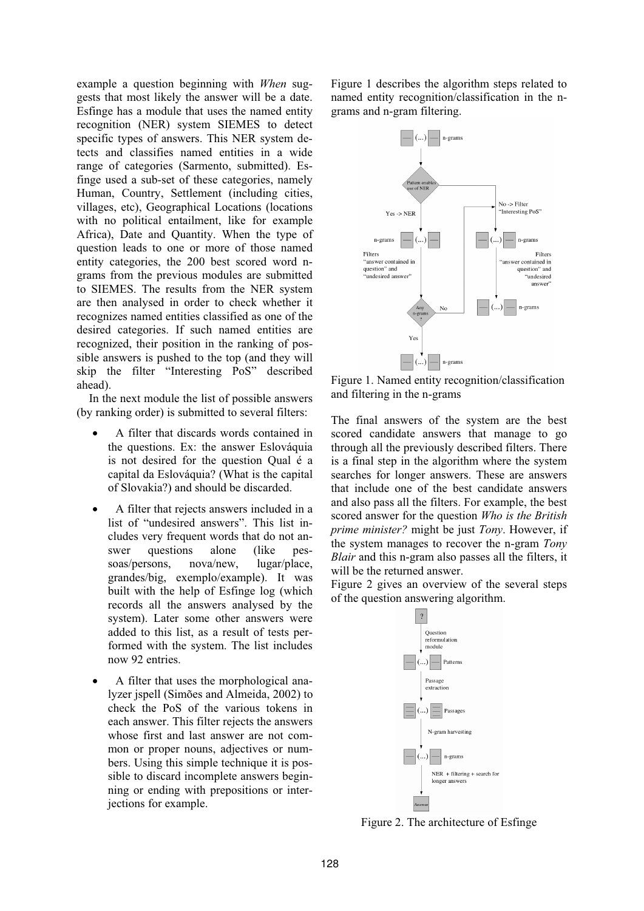example a question beginning with *When* suggests that most likely the answer will be a date. Esfinge has a module that uses the named entity recognition (NER) system SIEMES to detect specific types of answers. This NER system detects and classifies named entities in a wide range of categories (Sarmento, submitted). Esfinge used a sub-set of these categories, namely Human, Country, Settlement (including cities, villages, etc), Geographical Locations (locations with no political entailment, like for example Africa), Date and Quantity. When the type of question leads to one or more of those named entity categories, the 200 best scored word n-grams from the previous modules are submitted to SIEMES. The results from the NER system are then analysed in order to check whether it recognizes named entities classified as one of the desired categories. If such named entities are recognized, their position in the ranking of possible answers is pushed to the top (and they will skip the filter "Interesting PoS" described ahead).

In the next module the list of possible answers (by ranking order) is submitted to several filters:

- A filter that discards words contained in the questions. Ex: the answer Eslováquia is not desired for the question Qual é a capital da Eslováquia? (What is the capital of Slovakia?) and should be discarded.
- A filter that rejects answers included in a list of "undesired answers". This list includes very frequent words that do not answer questions alone (like pessoas/persons, nova/new, lugar/place, grandes/big, exemplo/example). It was built with the help of Esfinge log (which records all the answers analysed by the system). Later some other answers were added to this list, as a result of tests performed with the system. The list includes now 92 entries.
- A filter that uses the morphological analyzer jspell (Simões and Almeida, 2002) to check the PoS of the various tokens in each answer. This filter rejects the answers whose first and last answer are not common or proper nouns, adjectives or numbers. Using this simple technique it is possible to discard incomplete answers beginning or ending with prepositions or interjections for example.

Figure 1 describes the algorithm steps related to named entity recognition/classification in the n-grams and n-gram filtering.

Figure 1. Named entity recognition/classification and filtering in the n-grams

The final answers of the system are the best scored candidate answers that manage to go through all the previously described filters. There is a final step in the algorithm where the system searches for longer answers. These are answers that include one of the best candidate answers and also pass all the filters. For example, the best scored answer for the question *Who is the British prime minister?* might be just *Tony*. However, if the system manages to recover the n-gram *Tony Blair* and this n-gram also passes all the filters, it will be the returned answer.

Figure 2 gives an overview of the several steps of the question answering algorithm.

Figure 2. The architecture of Esfinge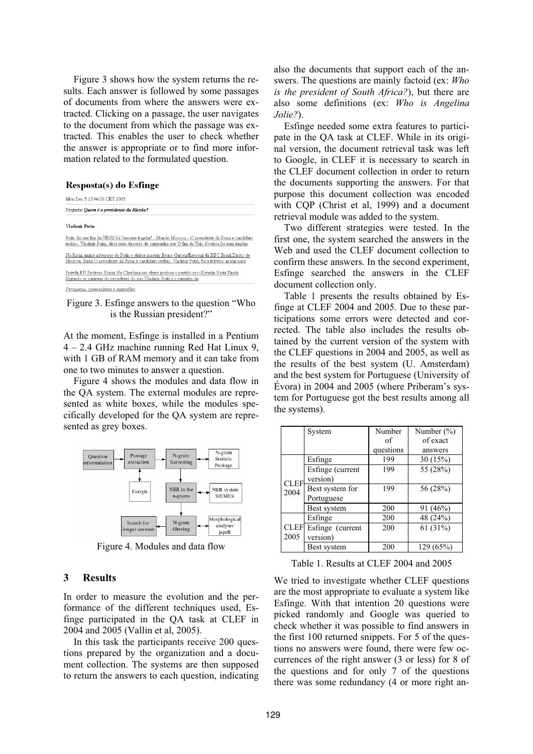Figure 3 shows how the system returns the results. Each answer is followed by some passages of documents from where the answers were extracted. Clicking on a passage, the user navigates to the document from which the passage was extracted. This enables the user to check whether the answer is appropriate or to find more information related to the formulated question.

**Resposta(s) do Esfinge**

Mon Dec 5 23:46:26 CET 2005

Pergunta: *Quem é o presidente da Rússia?*

**Vladimir Putin**

Putin diz que fim da URSS foi "enorme tragdia" - Mundo Moscou - O presidente da Rssia e candidato reeleio, Vladimir Putin, disse num discurso de campanha que O fim da Unio Sovitica foi uma tragdia

Na Rssia, maior adversrio de Putin o eleitor ausente Bruno Garcez/Especial da BBC Brasil Direto de Moscou, Rssia O presidente da Rssia e candidato reeleio, Vladimir Putin, foi a televiso apelar para

Pravda.RU Federao Russa Na Chechnia nas eleies ganhou o partido pro-Kremlin Rssia Unida Segundo as palavras do presidente do pas Vladimir Putin j o caminho da

*Perguntas, comentários e sugestões*

Figure 3. Esfinge answers to the question "Who is the Russian president?"

At the moment, Esfinge is installed in a Pentium 4 – 2.4 GHz machine running Red Hat Linux 9, with 1 GB of RAM memory and it can take from one to two minutes to answer a question.

Figure 4 shows the modules and data flow in the QA system. The external modules are represented as white boxes, while the modules specifically developed for the QA system are represented as grey boxes.

Figure 4. Modules and data flow

## 3 Results

In order to measure the evolution and the performance of the different techniques used, Esfinge participated in the QA task at CLEF in 2004 and 2005 (Vallin et al, 2005).

In this task the participants receive 200 questions prepared by the organization and a document collection. The systems are then supposed to return the answers to each question, indicating also the documents that support each of the answers. The questions are mainly factoid (ex: *Who is the president of South Africa?*), but there are also some definitions (ex: *Who is Angelina Jolie?*).

Esfinge needed some extra features to participate in the QA task at CLEF. While in its original version, the document retrieval task was left to Google, in CLEF it is necessary to search in the CLEF document collection in order to return the documents supporting the answers. For that purpose this document collection was encoded with CQP (Christ et al, 1999) and a document retrieval module was added to the system.

Two different strategies were tested. In the first one, the system searched the answers in the Web and used the CLEF document collection to confirm these answers. In the second experiment, Esfinge searched the answers in the CLEF document collection only.

Table 1 presents the results obtained by Esfinge at CLEF 2004 and 2005. Due to these participations some errors were detected and corrected. The table also includes the results obtained by the current version of the system with the CLEF questions in 2004 and 2005, as well as the results of the best system (U. Amsterdam) and the best system for Portuguese (University of Évora) in 2004 and 2005 (where Priberam's system for Portuguese got the best results among all the systems).

| | System | Number of questions | Number (%) of exact answers |
|---|---|---|---|
| CLEF 2004 | Esfinge | 199 | 30 (15%) |
| | Esfinge (current version) | 199 | 55 (28%) |
| | Best system for Portuguese | 199 | 56 (28%) |
| | Best system | 200 | 91 (46%) |
| CLEF 2005 | Esfinge | 200 | 48 (24%) |
| | Esfinge (current version) | 200 | 61 (31%) |
| | Best system | 200 | 129 (65%) |

Table 1. Results at CLEF 2004 and 2005

We tried to investigate whether CLEF questions are the most appropriate to evaluate a system like Esfinge. With that intention 20 questions were picked randomly and Google was queried to check whether it was possible to find answers in the first 100 returned snippets. For 5 of the questions no answers were found, there were few occurrences of the right answer (3 or less) for 8 of the questions and for only 7 of the questions there was some redundancy (4 or more right an-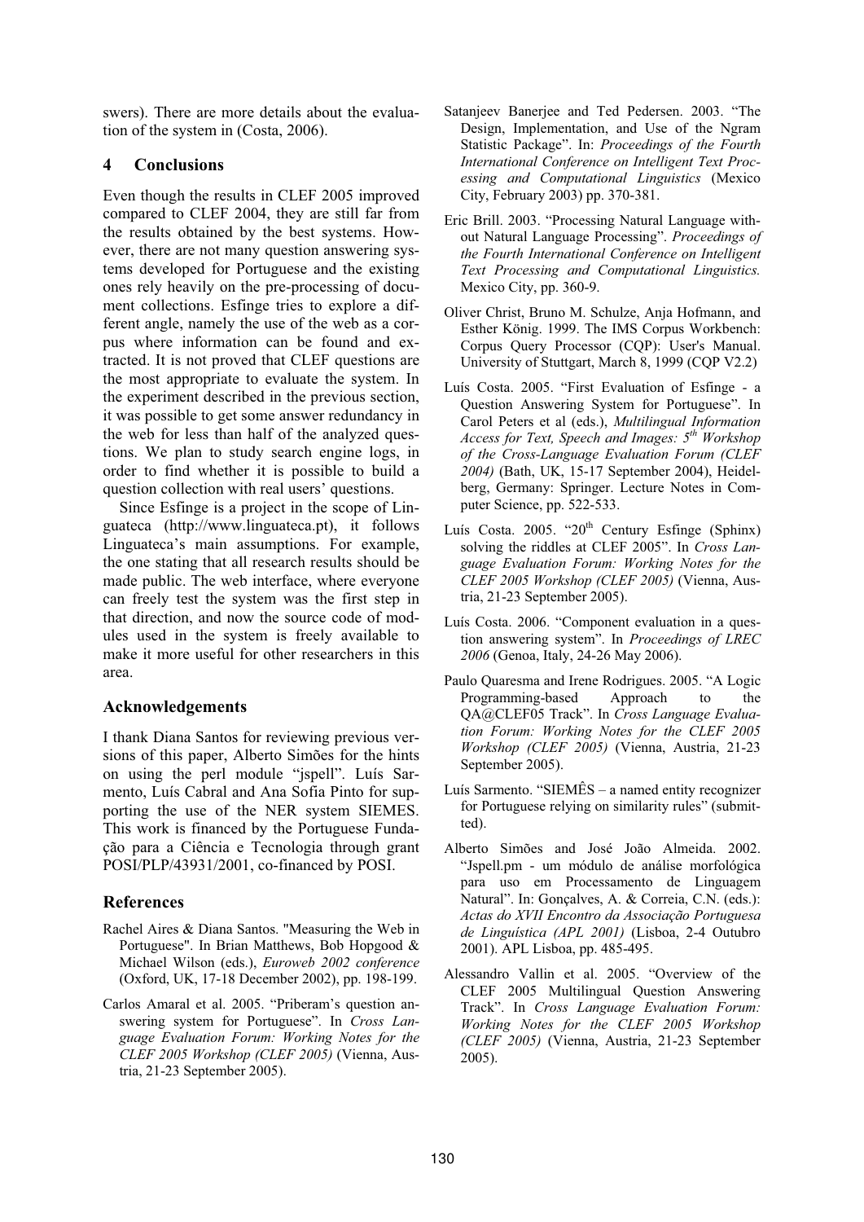swers). There are more details about the evaluation of the system in (Costa, 2006).

## 4 Conclusions

Even though the results in CLEF 2005 improved compared to CLEF 2004, they are still far from the results obtained by the best systems. However, there are not many question answering systems developed for Portuguese and the existing ones rely heavily on the pre-processing of document collections. Esfinge tries to explore a different angle, namely the use of the web as a corpus where information can be found and extracted. It is not proved that CLEF questions are the most appropriate to evaluate the system. In the experiment described in the previous section, it was possible to get some answer redundancy in the web for less than half of the analyzed questions. We plan to study search engine logs, in order to find whether it is possible to build a question collection with real users' questions.

Since Esfinge is a project in the scope of Linguateca (http://www.linguateca.pt), it follows Linguateca's main assumptions. For example, the one stating that all research results should be made public. The web interface, where everyone can freely test the system was the first step in that direction, and now the source code of modules used in the system is freely available to make it more useful for other researchers in this area.

## Acknowledgements

I thank Diana Santos for reviewing previous versions of this paper, Alberto Simões for the hints on using the perl module "jspell". Luís Sarmento, Luís Cabral and Ana Sofia Pinto for supporting the use of the NER system SIEMES. This work is financed by the Portuguese Fundação para a Ciência e Tecnologia through grant POSI/PLP/43931/2001, co-financed by POSI.

## References

Rachel Aires & Diana Santos. "Measuring the Web in Portuguese". In Brian Matthews, Bob Hopgood & Michael Wilson (eds.), *Euroweb 2002 conference* (Oxford, UK, 17-18 December 2002), pp. 198-199.

Carlos Amaral et al. 2005. "Priberam's question answering system for Portuguese". In *Cross Language Evaluation Forum: Working Notes for the CLEF 2005 Workshop (CLEF 2005)* (Vienna, Austria, 21-23 September 2005).

Satanjeev Banerjee and Ted Pedersen. 2003. "The Design, Implementation, and Use of the Ngram Statistic Package". In: *Proceedings of the Fourth International Conference on Intelligent Text Processing and Computational Linguistics* (Mexico City, February 2003) pp. 370-381.

Eric Brill. 2003. "Processing Natural Language without Natural Language Processing". *Proceedings of the Fourth International Conference on Intelligent Text Processing and Computational Linguistics.* Mexico City, pp. 360-9.

Oliver Christ, Bruno M. Schulze, Anja Hofmann, and Esther König. 1999. The IMS Corpus Workbench: Corpus Query Processor (CQP): User's Manual. University of Stuttgart, March 8, 1999 (CQP V2.2)

Luís Costa. 2005. "First Evaluation of Esfinge - a Question Answering System for Portuguese". In Carol Peters et al (eds.), *Multilingual Information Access for Text, Speech and Images: 5th Workshop of the Cross-Language Evaluation Forum (CLEF 2004)* (Bath, UK, 15-17 September 2004), Heidelberg, Germany: Springer. Lecture Notes in Computer Science, pp. 522-533.

Luís Costa. 2005. "20th Century Esfinge (Sphinx) solving the riddles at CLEF 2005". In *Cross Language Evaluation Forum: Working Notes for the CLEF 2005 Workshop (CLEF 2005)* (Vienna, Austria, 21-23 September 2005).

Luís Costa. 2006. "Component evaluation in a question answering system". In *Proceedings of LREC 2006* (Genoa, Italy, 24-26 May 2006).

Paulo Quaresma and Irene Rodrigues. 2005. "A Logic Programming-based Approach to the QA@CLEF05 Track". In *Cross Language Evaluation Forum: Working Notes for the CLEF 2005 Workshop (CLEF 2005)* (Vienna, Austria, 21-23 September 2005).

Luís Sarmento. "SIEMÊS – a named entity recognizer for Portuguese relying on similarity rules" (submitted).

Alberto Simões and José João Almeida. 2002. "Jspell.pm - um módulo de análise morfológica para uso em Processamento de Linguagem Natural". In: Gonçalves, A. & Correia, C.N. (eds.): *Actas do XVII Encontro da Associação Portuguesa de Linguística (APL 2001)* (Lisboa, 2-4 Outubro 2001). APL Lisboa, pp. 485-495.

Alessandro Vallin et al. 2005. "Overview of the CLEF 2005 Multilingual Question Answering Track". In *Cross Language Evaluation Forum: Working Notes for the CLEF 2005 Workshop (CLEF 2005)* (Vienna, Austria, 21-23 September 2005).